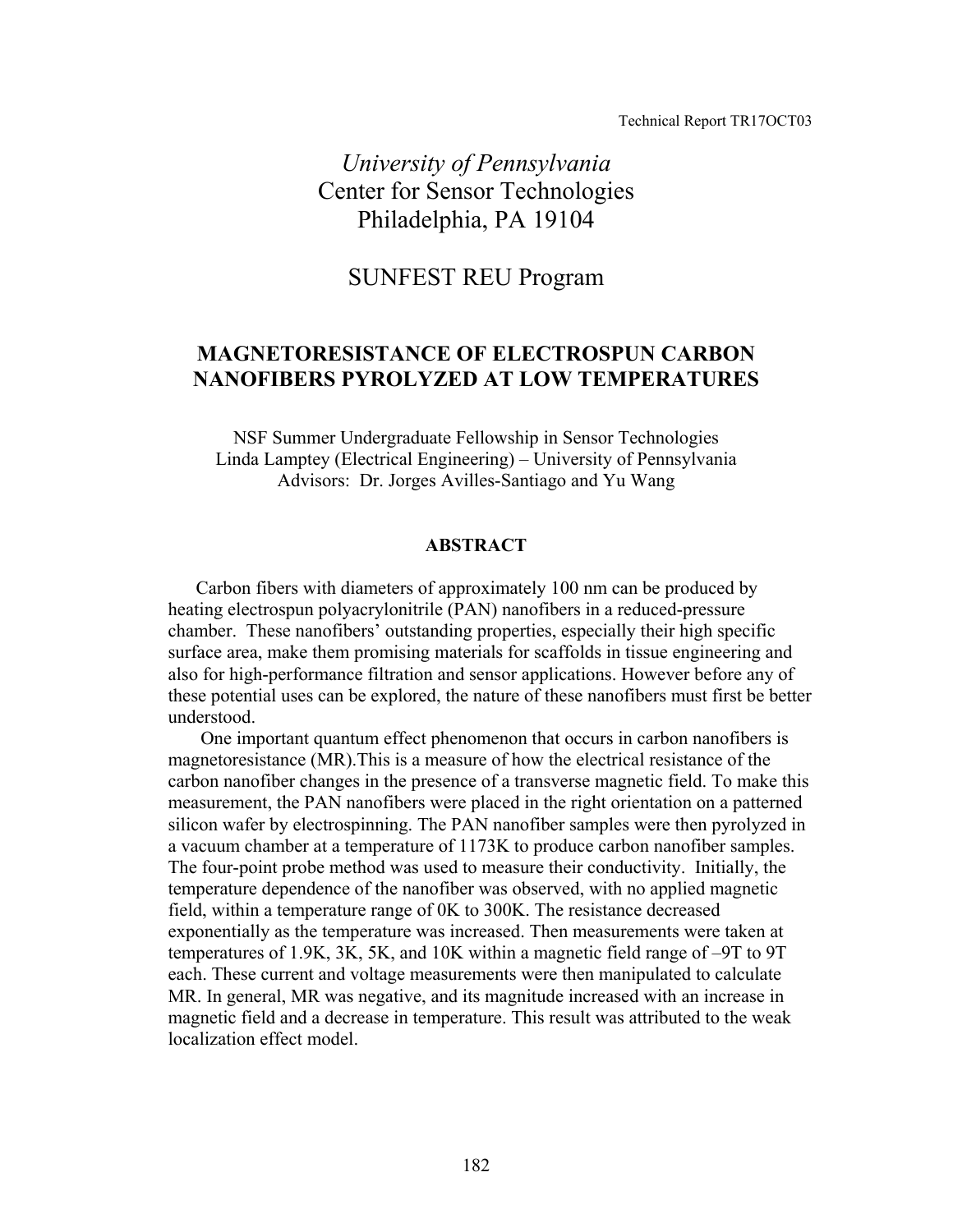Technical Report TR17OCT03

*University of Pennsylvania*
Center for Sensor Technologies
Philadelphia, PA 19104

SUNFEST REU Program

# MAGNETORESISTANCE OF ELECTROSPUN CARBON NANOFIBERS PYROLYZED AT LOW TEMPERATURES

NSF Summer Undergraduate Fellowship in Sensor Technologies
Linda Lamptey (Electrical Engineering) – University of Pennsylvania
Advisors: Dr. Jorges Avilles-Santiago and Yu Wang

## ABSTRACT

Carbon fibers with diameters of approximately 100 nm can be produced by heating electrospun polyacrylonitrile (PAN) nanofibers in a reduced-pressure chamber. These nanofibers' outstanding properties, especially their high specific surface area, make them promising materials for scaffolds in tissue engineering and also for high-performance filtration and sensor applications. However before any of these potential uses can be explored, the nature of these nanofibers must first be better understood.

One important quantum effect phenomenon that occurs in carbon nanofibers is magnetoresistance (MR).This is a measure of how the electrical resistance of the carbon nanofiber changes in the presence of a transverse magnetic field. To make this measurement, the PAN nanofibers were placed in the right orientation on a patterned silicon wafer by electrospinning. The PAN nanofiber samples were then pyrolyzed in a vacuum chamber at a temperature of 1173K to produce carbon nanofiber samples. The four-point probe method was used to measure their conductivity. Initially, the temperature dependence of the nanofiber was observed, with no applied magnetic field, within a temperature range of 0K to 300K. The resistance decreased exponentially as the temperature was increased. Then measurements were taken at temperatures of 1.9K, 3K, 5K, and 10K within a magnetic field range of –9T to 9T each. These current and voltage measurements were then manipulated to calculate MR. In general, MR was negative, and its magnitude increased with an increase in magnetic field and a decrease in temperature. This result was attributed to the weak localization effect model.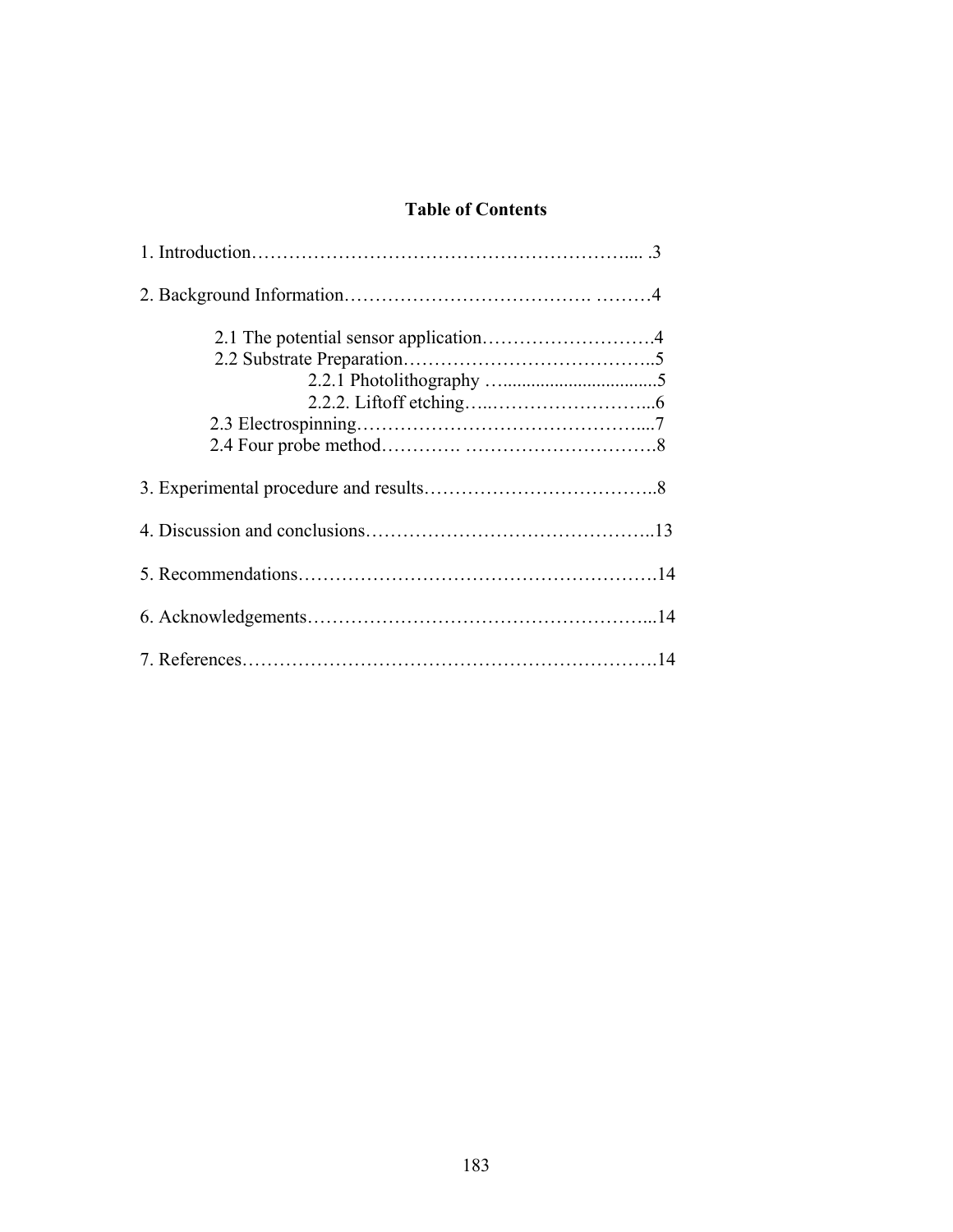# Table of Contents

1. Introduction…………………………………………………….... .3

2. Background Information………………………………. ………4

    2.1 The potential sensor application……………………….4

    2.2 Substrate Preparation…………………………………..5

        2.2.1 Photolithography …...............................5

        2.2.2. Liftoff etching…..……………………...6

    2.3 Electrospinning……………………………………….....7

    2.4 Four probe method…………. ………………………….8

3. Experimental procedure and results………………………………..8

4. Discussion and conclusions………………………………………..13

5. Recommendations……………………………………………….14

6. Acknowledgements……………………………………………...14

7. References……………………………………………………….14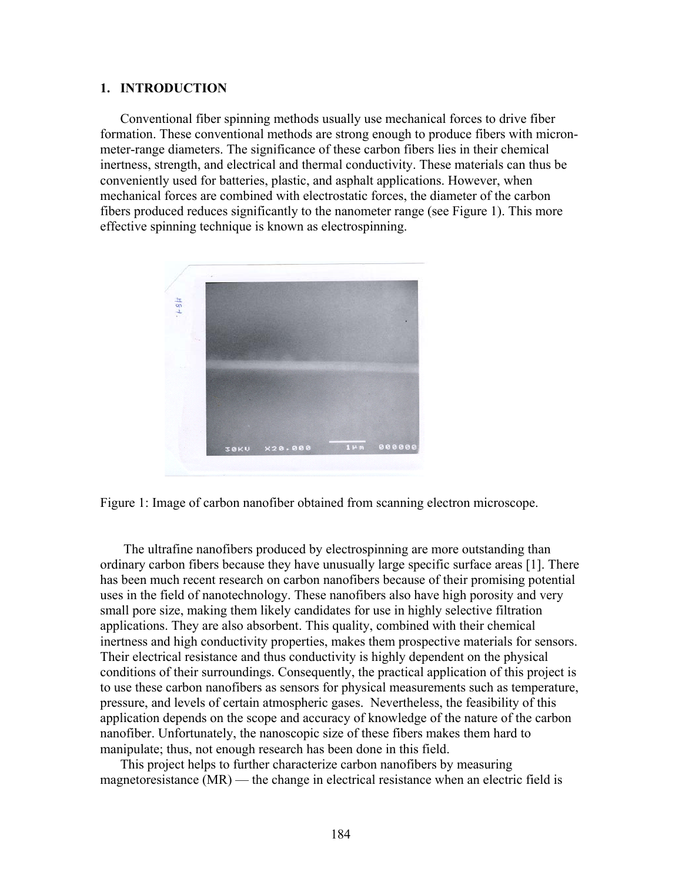## 1. INTRODUCTION

Conventional fiber spinning methods usually use mechanical forces to drive fiber formation. These conventional methods are strong enough to produce fibers with micron-meter-range diameters. The significance of these carbon fibers lies in their chemical inertness, strength, and electrical and thermal conductivity. These materials can thus be conveniently used for batteries, plastic, and asphalt applications. However, when mechanical forces are combined with electrostatic forces, the diameter of the carbon fibers produced reduces significantly to the nanometer range (see Figure 1). This more effective spinning technique is known as electrospinning.

Figure 1: Image of carbon nanofiber obtained from scanning electron microscope.

The ultrafine nanofibers produced by electrospinning are more outstanding than ordinary carbon fibers because they have unusually large specific surface areas [1]. There has been much recent research on carbon nanofibers because of their promising potential uses in the field of nanotechnology. These nanofibers also have high porosity and very small pore size, making them likely candidates for use in highly selective filtration applications. They are also absorbent. This quality, combined with their chemical inertness and high conductivity properties, makes them prospective materials for sensors. Their electrical resistance and thus conductivity is highly dependent on the physical conditions of their surroundings. Consequently, the practical application of this project is to use these carbon nanofibers as sensors for physical measurements such as temperature, pressure, and levels of certain atmospheric gases. Nevertheless, the feasibility of this application depends on the scope and accuracy of knowledge of the nature of the carbon nanofiber. Unfortunately, the nanoscopic size of these fibers makes them hard to manipulate; thus, not enough research has been done in this field.

This project helps to further characterize carbon nanofibers by measuring magnetoresistance (MR) — the change in electrical resistance when an electric field is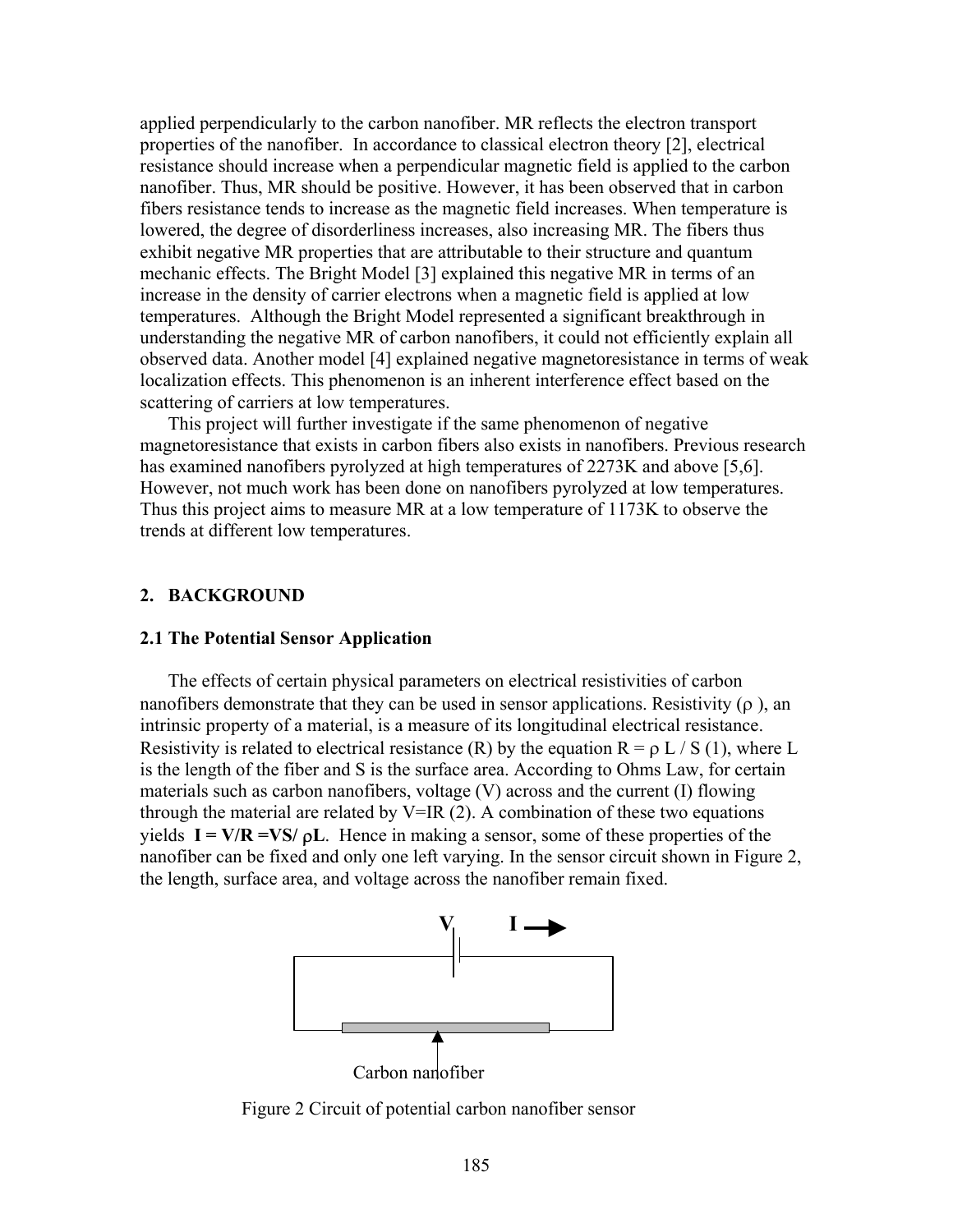applied perpendicularly to the carbon nanofiber. MR reflects the electron transport properties of the nanofiber. In accordance to classical electron theory [2], electrical resistance should increase when a perpendicular magnetic field is applied to the carbon nanofiber. Thus, MR should be positive. However, it has been observed that in carbon fibers resistance tends to increase as the magnetic field increases. When temperature is lowered, the degree of disorderliness increases, also increasing MR. The fibers thus exhibit negative MR properties that are attributable to their structure and quantum mechanic effects. The Bright Model [3] explained this negative MR in terms of an increase in the density of carrier electrons when a magnetic field is applied at low temperatures. Although the Bright Model represented a significant breakthrough in understanding the negative MR of carbon nanofibers, it could not efficiently explain all observed data. Another model [4] explained negative magnetoresistance in terms of weak localization effects. This phenomenon is an inherent interference effect based on the scattering of carriers at low temperatures.

This project will further investigate if the same phenomenon of negative magnetoresistance that exists in carbon fibers also exists in nanofibers. Previous research has examined nanofibers pyrolyzed at high temperatures of 2273K and above [5,6]. However, not much work has been done on nanofibers pyrolyzed at low temperatures. Thus this project aims to measure MR at a low temperature of 1173K to observe the trends at different low temperatures.

## 2. BACKGROUND

### 2.1 The Potential Sensor Application

The effects of certain physical parameters on electrical resistivities of carbon nanofibers demonstrate that they can be used in sensor applications. Resistivity ($\rho$), an intrinsic property of a material, is a measure of its longitudinal electrical resistance. Resistivity is related to electrical resistance (R) by the equation $R = \rho L / S$ (1), where L is the length of the fiber and S is the surface area. According to Ohms Law, for certain materials such as carbon nanofibers, voltage (V) across and the current (I) flowing through the material are related by $V=IR$ (2). A combination of these two equations yields $\mathbf{I = V/R = VS/ \rho L}$. Hence in making a sensor, some of these properties of the nanofiber can be fixed and only one left varying. In the sensor circuit shown in Figure 2, the length, surface area, and voltage across the nanofiber remain fixed.

V I

Carbon nanofiber

Figure 2 Circuit of potential carbon nanofiber sensor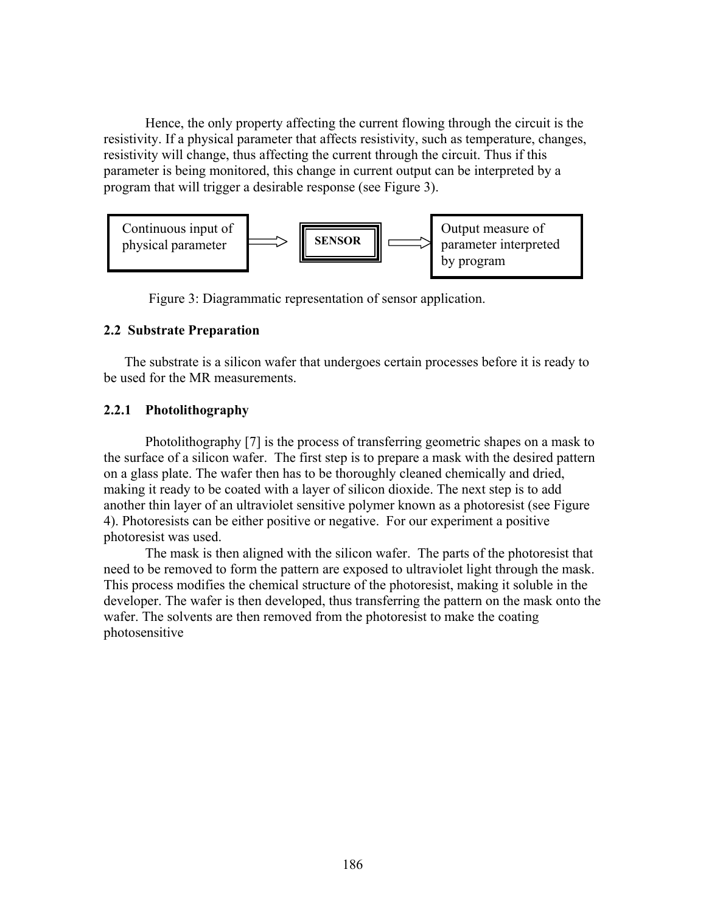Hence, the only property affecting the current flowing through the circuit is the resistivity. If a physical parameter that affects resistivity, such as temperature, changes, resistivity will change, thus affecting the current through the circuit. Thus if this parameter is being monitored, this change in current output can be interpreted by a program that will trigger a desirable response (see Figure 3).

Continuous input of physical parameter → **SENSOR** → Output measure of parameter interpreted by program

Figure 3: Diagrammatic representation of sensor application.

### 2.2 Substrate Preparation

The substrate is a silicon wafer that undergoes certain processes before it is ready to be used for the MR measurements.

#### 2.2.1 Photolithography

Photolithography [7] is the process of transferring geometric shapes on a mask to the surface of a silicon wafer. The first step is to prepare a mask with the desired pattern on a glass plate. The wafer then has to be thoroughly cleaned chemically and dried, making it ready to be coated with a layer of silicon dioxide. The next step is to add another thin layer of an ultraviolet sensitive polymer known as a photoresist (see Figure 4). Photoresists can be either positive or negative. For our experiment a positive photoresist was used.

The mask is then aligned with the silicon wafer. The parts of the photoresist that need to be removed to form the pattern are exposed to ultraviolet light through the mask. This process modifies the chemical structure of the photoresist, making it soluble in the developer. The wafer is then developed, thus transferring the pattern on the mask onto the wafer. The solvents are then removed from the photoresist to make the coating photosensitive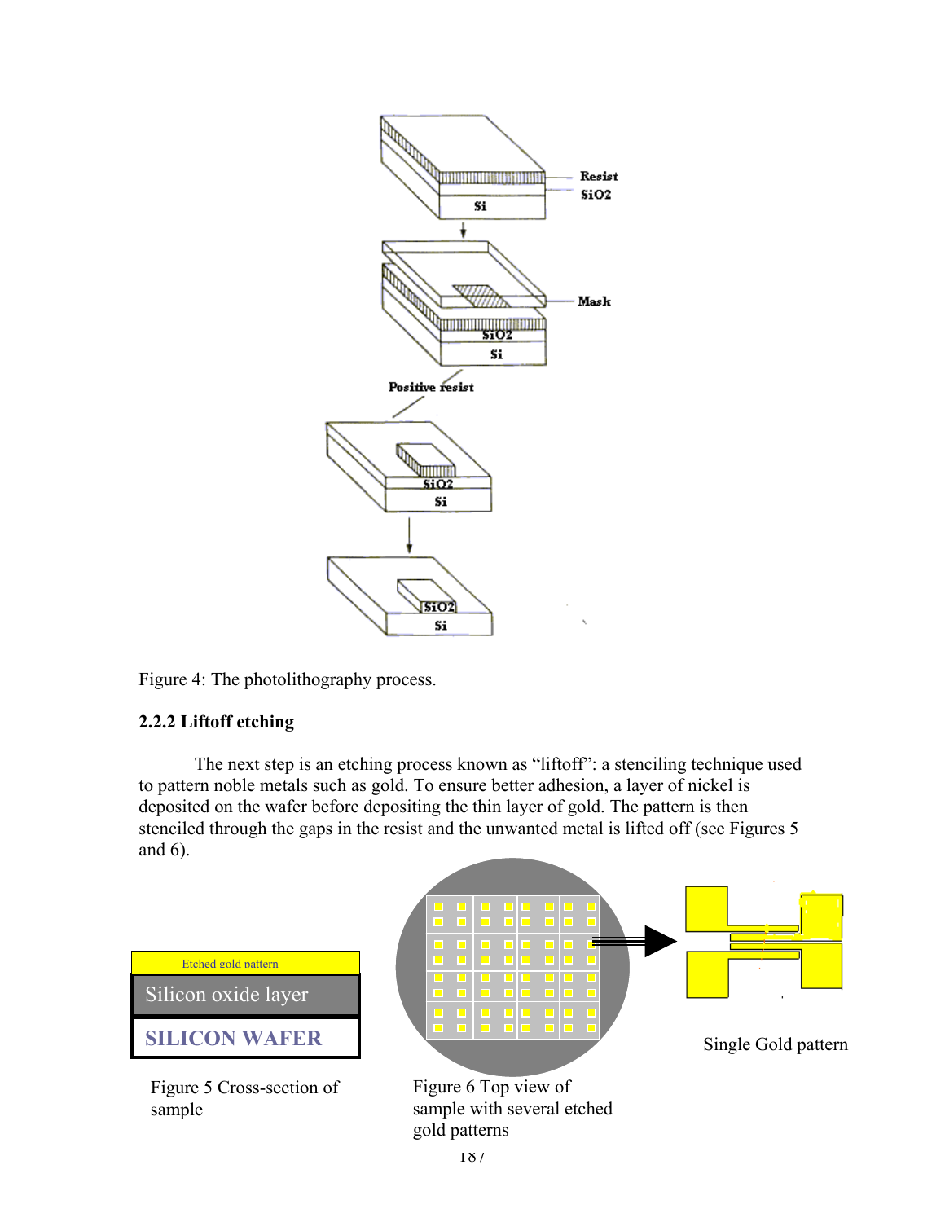Figure 4: The photolithography process.

### 2.2.2 Liftoff etching

The next step is an etching process known as "liftoff": a stenciling technique used to pattern noble metals such as gold. To ensure better adhesion, a layer of nickel is deposited on the wafer before depositing the thin layer of gold. The pattern is then stenciled through the gaps in the resist and the unwanted metal is lifted off (see Figures 5 and 6).

Figure 5 Cross-section of sample

Figure 6 Top view of sample with several etched gold patterns

Single Gold pattern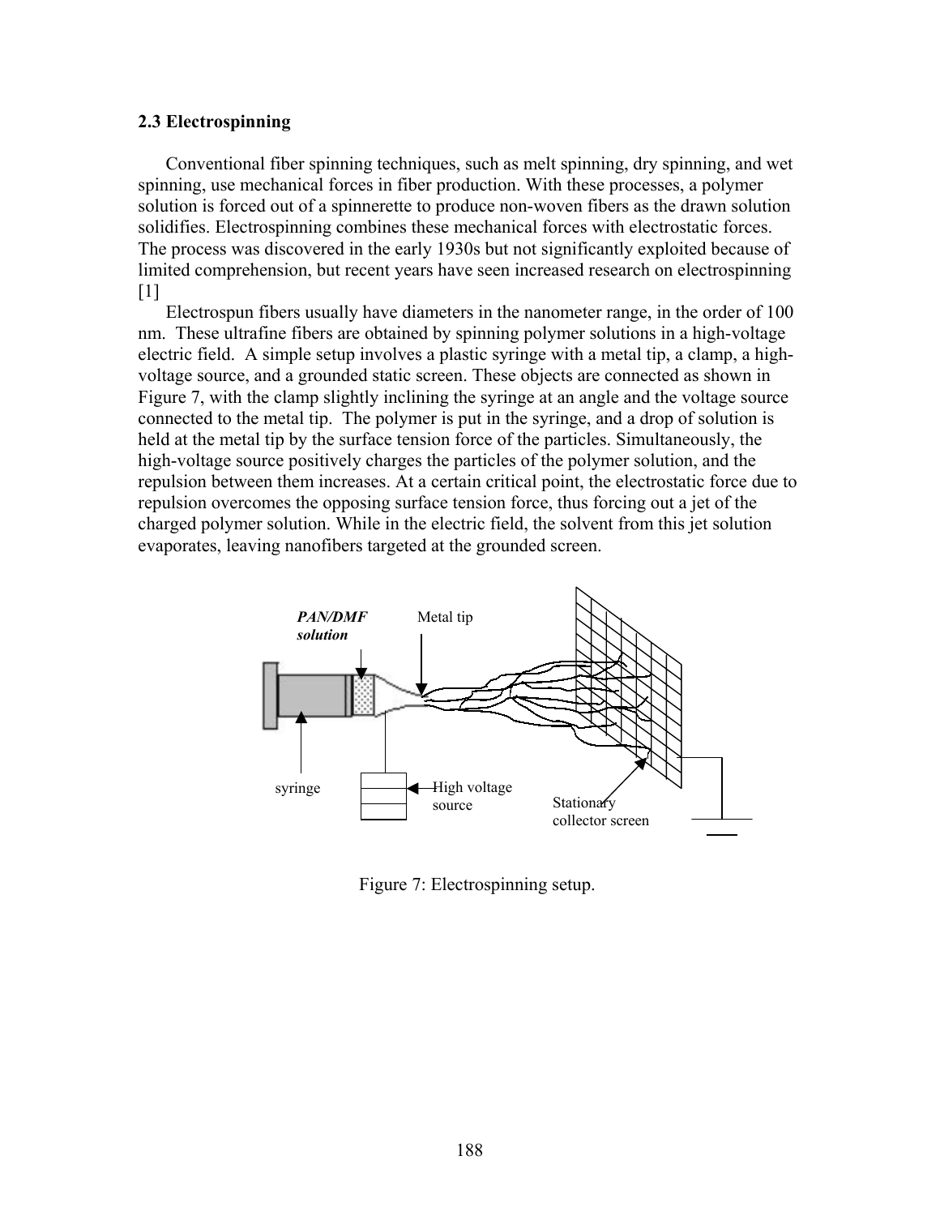### 2.3 Electrospinning

Conventional fiber spinning techniques, such as melt spinning, dry spinning, and wet spinning, use mechanical forces in fiber production. With these processes, a polymer solution is forced out of a spinnerette to produce non-woven fibers as the drawn solution solidifies. Electrospinning combines these mechanical forces with electrostatic forces. The process was discovered in the early 1930s but not significantly exploited because of limited comprehension, but recent years have seen increased research on electrospinning [1]

Electrospun fibers usually have diameters in the nanometer range, in the order of 100 nm. These ultrafine fibers are obtained by spinning polymer solutions in a high-voltage electric field. A simple setup involves a plastic syringe with a metal tip, a clamp, a high-voltage source, and a grounded static screen. These objects are connected as shown in Figure 7, with the clamp slightly inclining the syringe at an angle and the voltage source connected to the metal tip. The polymer is put in the syringe, and a drop of solution is held at the metal tip by the surface tension force of the particles. Simultaneously, the high-voltage source positively charges the particles of the polymer solution, and the repulsion between them increases. At a certain critical point, the electrostatic force due to repulsion overcomes the opposing surface tension force, thus forcing out a jet of the charged polymer solution. While in the electric field, the solvent from this jet solution evaporates, leaving nanofibers targeted at the grounded screen.

Figure 7: Electrospinning setup.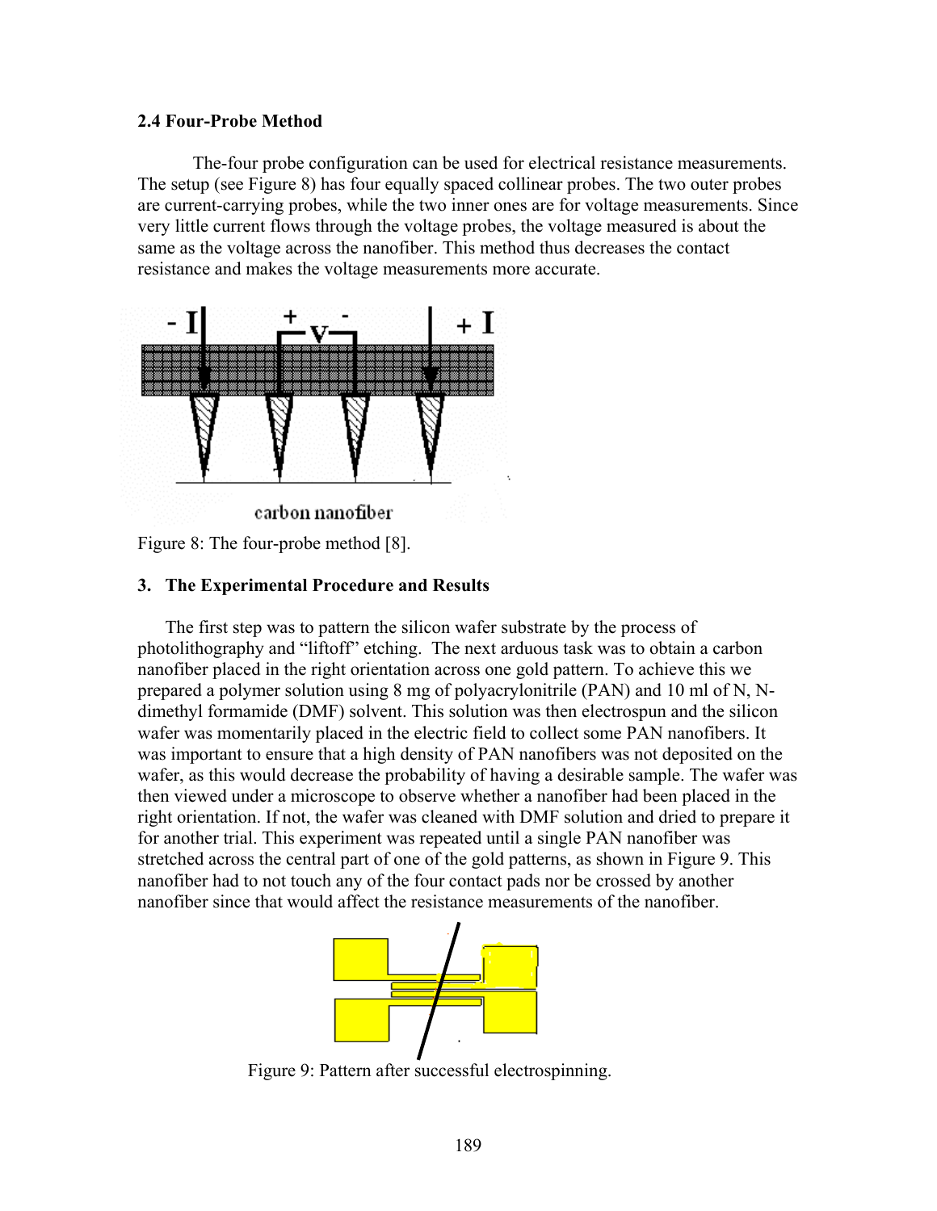### 2.4 Four-Probe Method

The-four probe configuration can be used for electrical resistance measurements. The setup (see Figure 8) has four equally spaced collinear probes. The two outer probes are current-carrying probes, while the two inner ones are for voltage measurements. Since very little current flows through the voltage probes, the voltage measured is about the same as the voltage across the nanofiber. This method thus decreases the contact resistance and makes the voltage measurements more accurate.

Figure 8: The four-probe method [8].

### 3. The Experimental Procedure and Results

The first step was to pattern the silicon wafer substrate by the process of photolithography and "liftoff" etching. The next arduous task was to obtain a carbon nanofiber placed in the right orientation across one gold pattern. To achieve this we prepared a polymer solution using 8 mg of polyacrylonitrile (PAN) and 10 ml of N, N-dimethyl formamide (DMF) solvent. This solution was then electrospun and the silicon wafer was momentarily placed in the electric field to collect some PAN nanofibers. It was important to ensure that a high density of PAN nanofibers was not deposited on the wafer, as this would decrease the probability of having a desirable sample. The wafer was then viewed under a microscope to observe whether a nanofiber had been placed in the right orientation. If not, the wafer was cleaned with DMF solution and dried to prepare it for another trial. This experiment was repeated until a single PAN nanofiber was stretched across the central part of one of the gold patterns, as shown in Figure 9. This nanofiber had to not touch any of the four contact pads nor be crossed by another nanofiber since that would affect the resistance measurements of the nanofiber.

Figure 9: Pattern after successful electrospinning.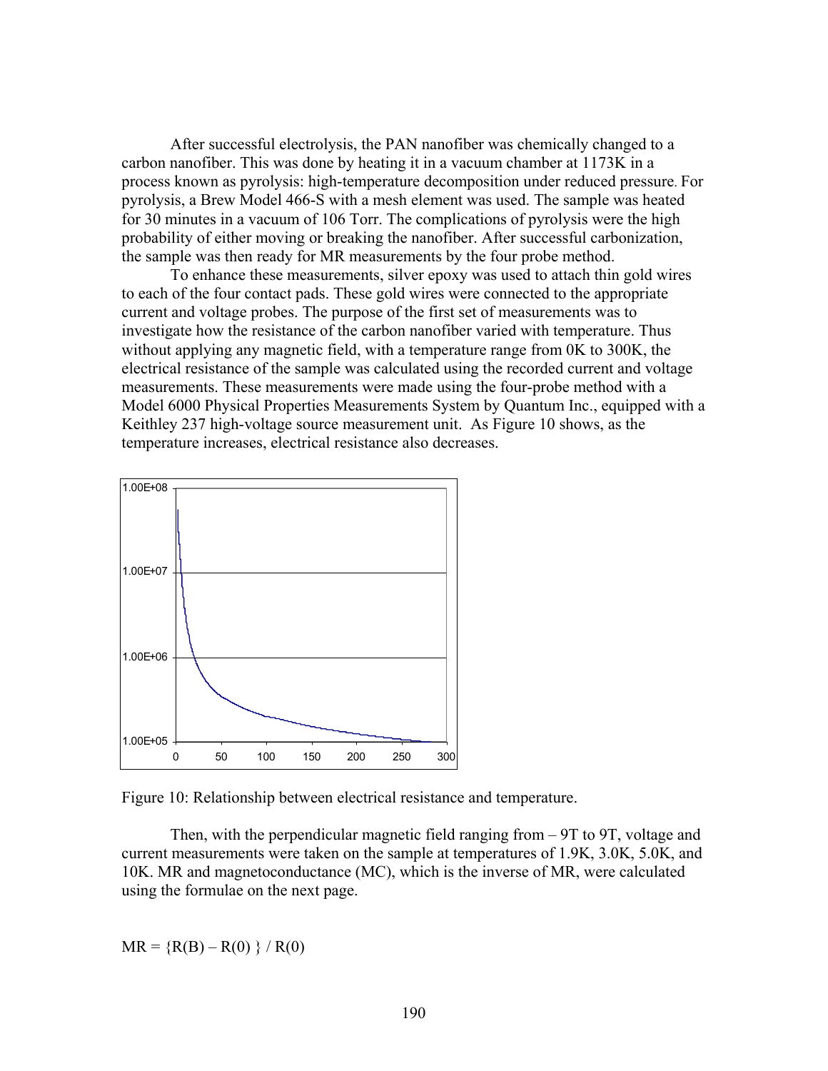After successful electrolysis, the PAN nanofiber was chemically changed to a carbon nanofiber. This was done by heating it in a vacuum chamber at 1173K in a process known as pyrolysis: high-temperature decomposition under reduced pressure. For pyrolysis, a Brew Model 466-S with a mesh element was used. The sample was heated for 30 minutes in a vacuum of 106 Torr. The complications of pyrolysis were the high probability of either moving or breaking the nanofiber. After successful carbonization, the sample was then ready for MR measurements by the four probe method.

To enhance these measurements, silver epoxy was used to attach thin gold wires to each of the four contact pads. These gold wires were connected to the appropriate current and voltage probes. The purpose of the first set of measurements was to investigate how the resistance of the carbon nanofiber varied with temperature. Thus without applying any magnetic field, with a temperature range from 0K to 300K, the electrical resistance of the sample was calculated using the recorded current and voltage measurements. These measurements were made using the four-probe method with a Model 6000 Physical Properties Measurements System by Quantum Inc., equipped with a Keithley 237 high-voltage source measurement unit. As Figure 10 shows, as the temperature increases, electrical resistance also decreases.

Figure 10: Relationship between electrical resistance and temperature.

Then, with the perpendicular magnetic field ranging from – 9T to 9T, voltage and current measurements were taken on the sample at temperatures of 1.9K, 3.0K, 5.0K, and 10K. MR and magnetoconductance (MC), which is the inverse of MR, were calculated using the formulae on the next page.

$$MR = \{R(B) - R(0)\} / R(0)$$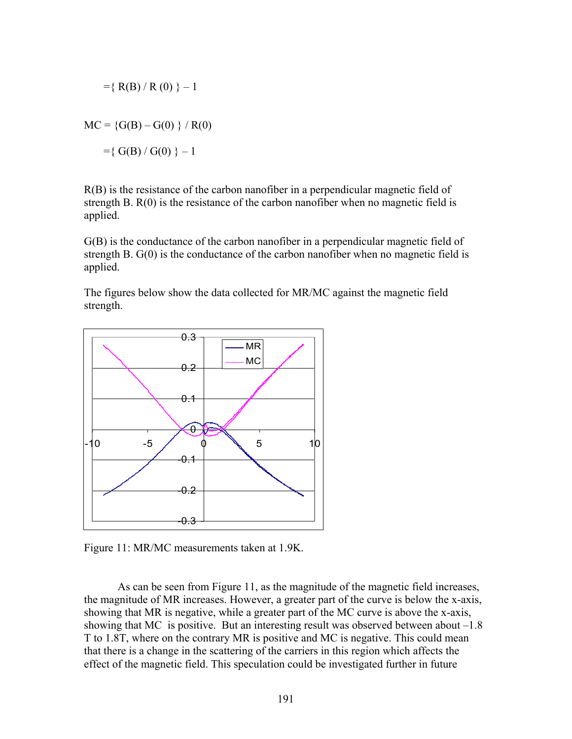$$=\{ R(B) / R(0) \} - 1$$

$$MC = \{G(B) - G(0) \} / R(0)$$

$$=\{ G(B) / G(0) \} - 1$$

R(B) is the resistance of the carbon nanofiber in a perpendicular magnetic field of strength B. R(0) is the resistance of the carbon nanofiber when no magnetic field is applied.

G(B) is the conductance of the carbon nanofiber in a perpendicular magnetic field of strength B. G(0) is the conductance of the carbon nanofiber when no magnetic field is applied.

The figures below show the data collected for MR/MC against the magnetic field strength.

Figure 11: MR/MC measurements taken at 1.9K.

As can be seen from Figure 11, as the magnitude of the magnetic field increases, the magnitude of MR increases. However, a greater part of the curve is below the x-axis, showing that MR is negative, while a greater part of the MC curve is above the x-axis, showing that MC is positive. But an interesting result was observed between about –1.8 T to 1.8T, where on the contrary MR is positive and MC is negative. This could mean that there is a change in the scattering of the carriers in this region which affects the effect of the magnetic field. This speculation could be investigated further in future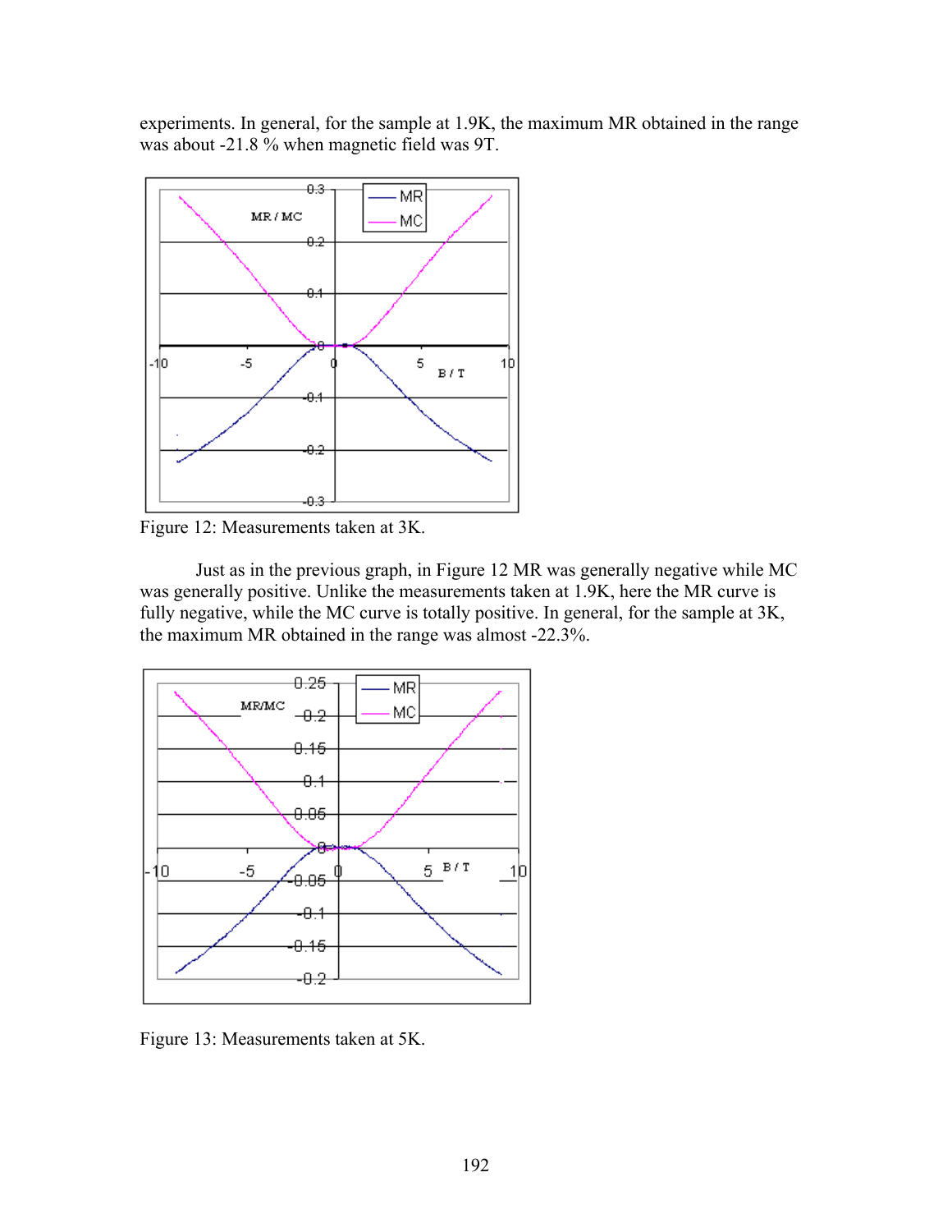experiments. In general, for the sample at 1.9K, the maximum MR obtained in the range was about -21.8 % when magnetic field was 9T.

Figure 12: Measurements taken at 3K.

Just as in the previous graph, in Figure 12 MR was generally negative while MC was generally positive. Unlike the measurements taken at 1.9K, here the MR curve is fully negative, while the MC curve is totally positive. In general, for the sample at 3K, the maximum MR obtained in the range was almost -22.3%.

Figure 13: Measurements taken at 5K.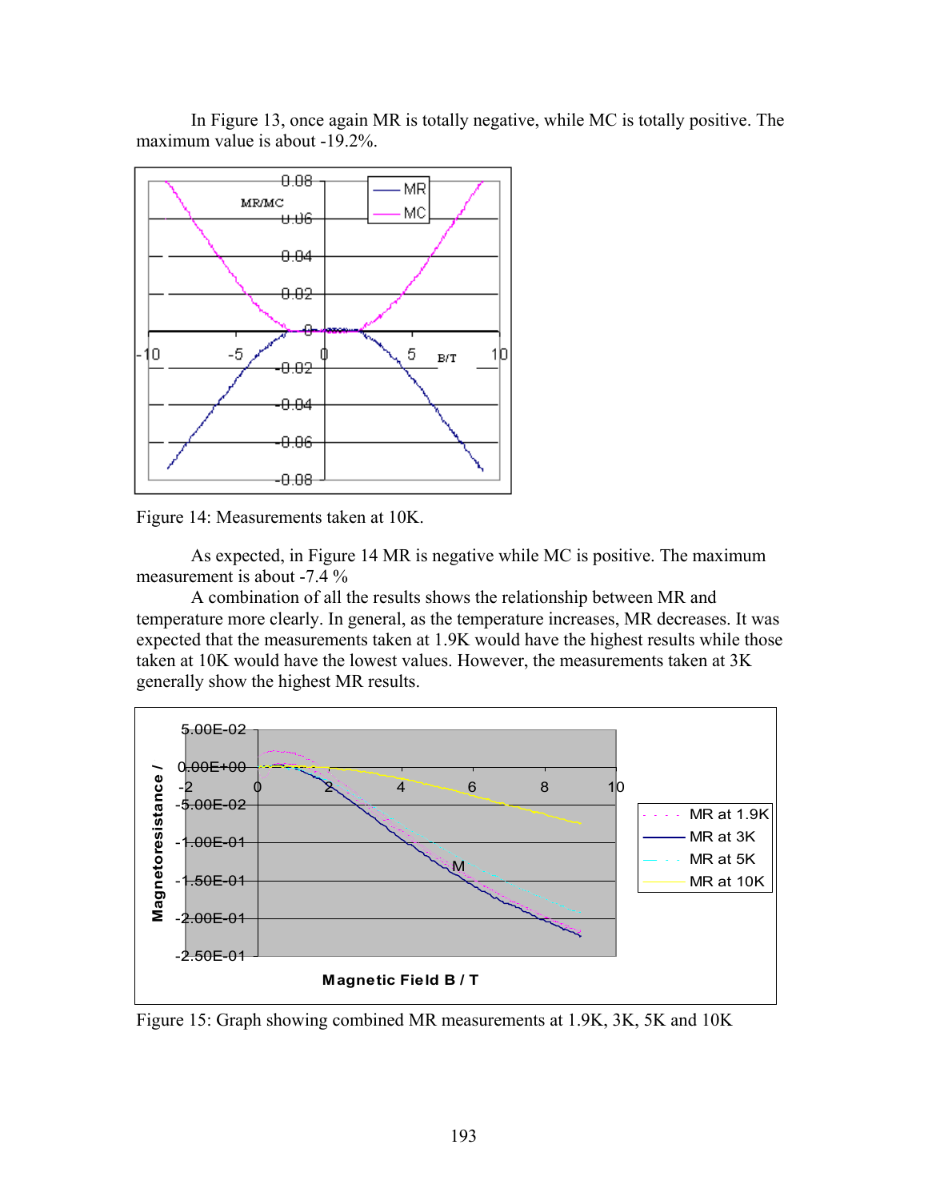In Figure 13, once again MR is totally negative, while MC is totally positive. The maximum value is about -19.2%.

Figure 14: Measurements taken at 10K.

As expected, in Figure 14 MR is negative while MC is positive. The maximum measurement is about -7.4 %

A combination of all the results shows the relationship between MR and temperature more clearly. In general, as the temperature increases, MR decreases. It was expected that the measurements taken at 1.9K would have the highest results while those taken at 10K would have the lowest values. However, the measurements taken at 3K generally show the highest MR results.

Figure 15: Graph showing combined MR measurements at 1.9K, 3K, 5K and 10K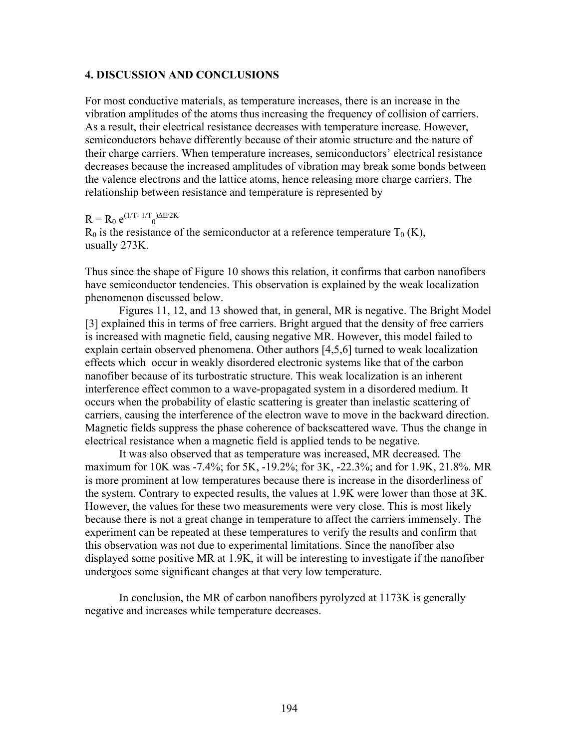## 4. DISCUSSION AND CONCLUSIONS

For most conductive materials, as temperature increases, there is an increase in the vibration amplitudes of the atoms thus increasing the frequency of collision of carriers. As a result, their electrical resistance decreases with temperature increase. However, semiconductors behave differently because of their atomic structure and the nature of their charge carriers. When temperature increases, semiconductors' electrical resistance decreases because the increased amplitudes of vibration may break some bonds between the valence electrons and the lattice atoms, hence releasing more charge carriers. The relationship between resistance and temperature is represented by

$$R = R_0 \, e^{(1/T - 1/T_0)\Delta E/2K}$$

$R_0$ is the resistance of the semiconductor at a reference temperature $T_0$ (K), usually 273K.

Thus since the shape of Figure 10 shows this relation, it confirms that carbon nanofibers have semiconductor tendencies. This observation is explained by the weak localization phenomenon discussed below.

Figures 11, 12, and 13 showed that, in general, MR is negative. The Bright Model [3] explained this in terms of free carriers. Bright argued that the density of free carriers is increased with magnetic field, causing negative MR. However, this model failed to explain certain observed phenomena. Other authors [4,5,6] turned to weak localization effects which occur in weakly disordered electronic systems like that of the carbon nanofiber because of its turbostratic structure. This weak localization is an inherent interference effect common to a wave-propagated system in a disordered medium. It occurs when the probability of elastic scattering is greater than inelastic scattering of carriers, causing the interference of the electron wave to move in the backward direction. Magnetic fields suppress the phase coherence of backscattered wave. Thus the change in electrical resistance when a magnetic field is applied tends to be negative.

It was also observed that as temperature was increased, MR decreased. The maximum for 10K was -7.4%; for 5K, -19.2%; for 3K, -22.3%; and for 1.9K, 21.8%. MR is more prominent at low temperatures because there is increase in the disorderliness of the system. Contrary to expected results, the values at 1.9K were lower than those at 3K. However, the values for these two measurements were very close. This is most likely because there is not a great change in temperature to affect the carriers immensely. The experiment can be repeated at these temperatures to verify the results and confirm that this observation was not due to experimental limitations. Since the nanofiber also displayed some positive MR at 1.9K, it will be interesting to investigate if the nanofiber undergoes some significant changes at that very low temperature.

In conclusion, the MR of carbon nanofibers pyrolyzed at 1173K is generally negative and increases while temperature decreases.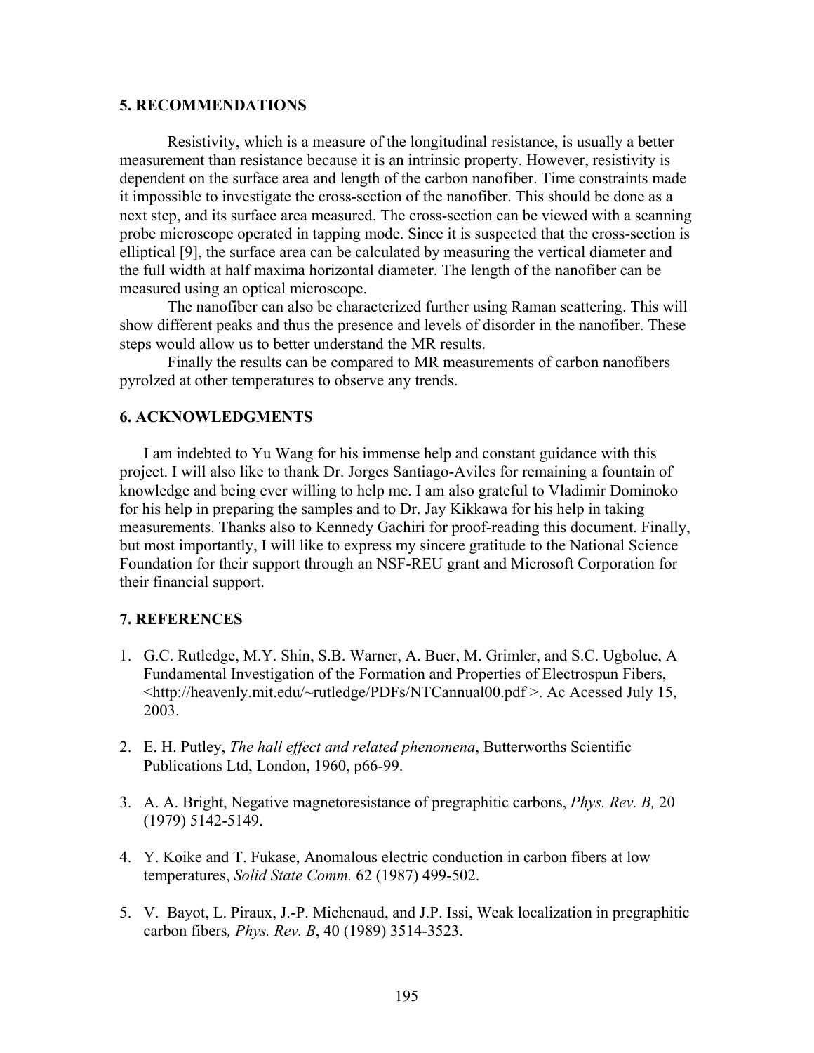## 5. RECOMMENDATIONS

Resistivity, which is a measure of the longitudinal resistance, is usually a better measurement than resistance because it is an intrinsic property. However, resistivity is dependent on the surface area and length of the carbon nanofiber. Time constraints made it impossible to investigate the cross-section of the nanofiber. This should be done as a next step, and its surface area measured. The cross-section can be viewed with a scanning probe microscope operated in tapping mode. Since it is suspected that the cross-section is elliptical [9], the surface area can be calculated by measuring the vertical diameter and the full width at half maxima horizontal diameter. The length of the nanofiber can be measured using an optical microscope.

The nanofiber can also be characterized further using Raman scattering. This will show different peaks and thus the presence and levels of disorder in the nanofiber. These steps would allow us to better understand the MR results.

Finally the results can be compared to MR measurements of carbon nanofibers pyrolzed at other temperatures to observe any trends.

## 6. ACKNOWLEDGMENTS

I am indebted to Yu Wang for his immense help and constant guidance with this project. I will also like to thank Dr. Jorges Santiago-Aviles for remaining a fountain of knowledge and being ever willing to help me. I am also grateful to Vladimir Dominoko for his help in preparing the samples and to Dr. Jay Kikkawa for his help in taking measurements. Thanks also to Kennedy Gachiri for proof-reading this document. Finally, but most importantly, I will like to express my sincere gratitude to the National Science Foundation for their support through an NSF-REU grant and Microsoft Corporation for their financial support.

## 7. REFERENCES

1. G.C. Rutledge, M.Y. Shin, S.B. Warner, A. Buer, M. Grimler, and S.C. Ugbolue, A Fundamental Investigation of the Formation and Properties of Electrospun Fibers, <http://heavenly.mit.edu/~rutledge/PDFs/NTCannual00.pdf >. Ac Acessed July 15, 2003.

2. E. H. Putley, *The hall effect and related phenomena*, Butterworths Scientific Publications Ltd, London, 1960, p66-99.

3. A. A. Bright, Negative magnetoresistance of pregraphitic carbons, *Phys. Rev. B,* 20 (1979) 5142-5149.

4. Y. Koike and T. Fukase, Anomalous electric conduction in carbon fibers at low temperatures, *Solid State Comm.* 62 (1987) 499-502.

5. V. Bayot, L. Piraux, J.-P. Michenaud, and J.P. Issi, Weak localization in pregraphitic carbon fibers*, Phys. Rev. B*, 40 (1989) 3514-3523.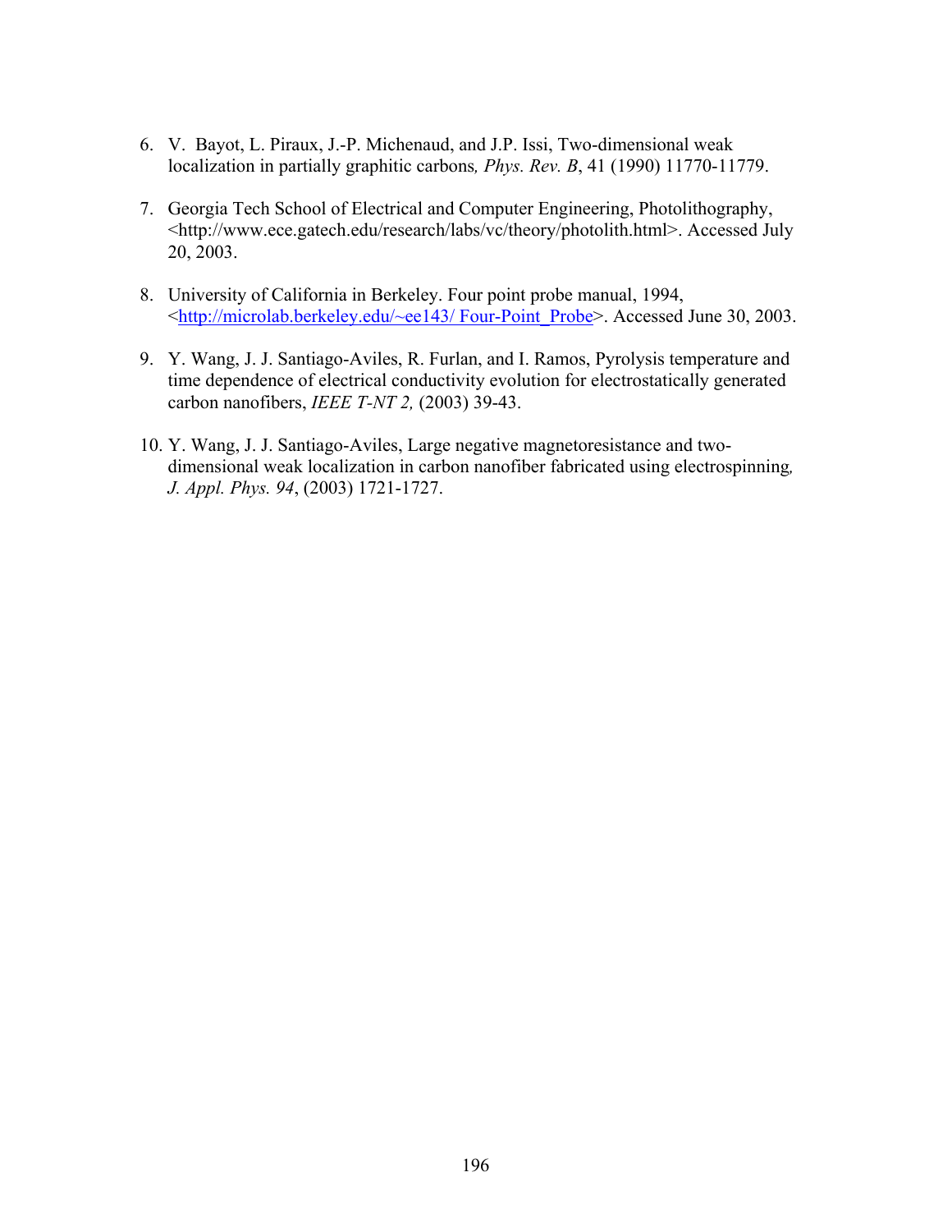6. V. Bayot, L. Piraux, J.-P. Michenaud, and J.P. Issi, Two-dimensional weak localization in partially graphitic carbons*, Phys. Rev. B*, 41 (1990) 11770-11779.

7. Georgia Tech School of Electrical and Computer Engineering, Photolithography, <http://www.ece.gatech.edu/research/labs/vc/theory/photolith.html>. Accessed July 20, 2003.

8. University of California in Berkeley. Four point probe manual, 1994, <http://microlab.berkeley.edu/~ee143/ Four-Point_Probe>. Accessed June 30, 2003.

9. Y. Wang, J. J. Santiago-Aviles, R. Furlan, and I. Ramos, Pyrolysis temperature and time dependence of electrical conductivity evolution for electrostatically generated carbon nanofibers, *IEEE T-NT 2,* (2003) 39-43.

10. Y. Wang, J. J. Santiago-Aviles, Large negative magnetoresistance and two-dimensional weak localization in carbon nanofiber fabricated using electrospinning*, J. Appl. Phys. 94*, (2003) 1721-1727.